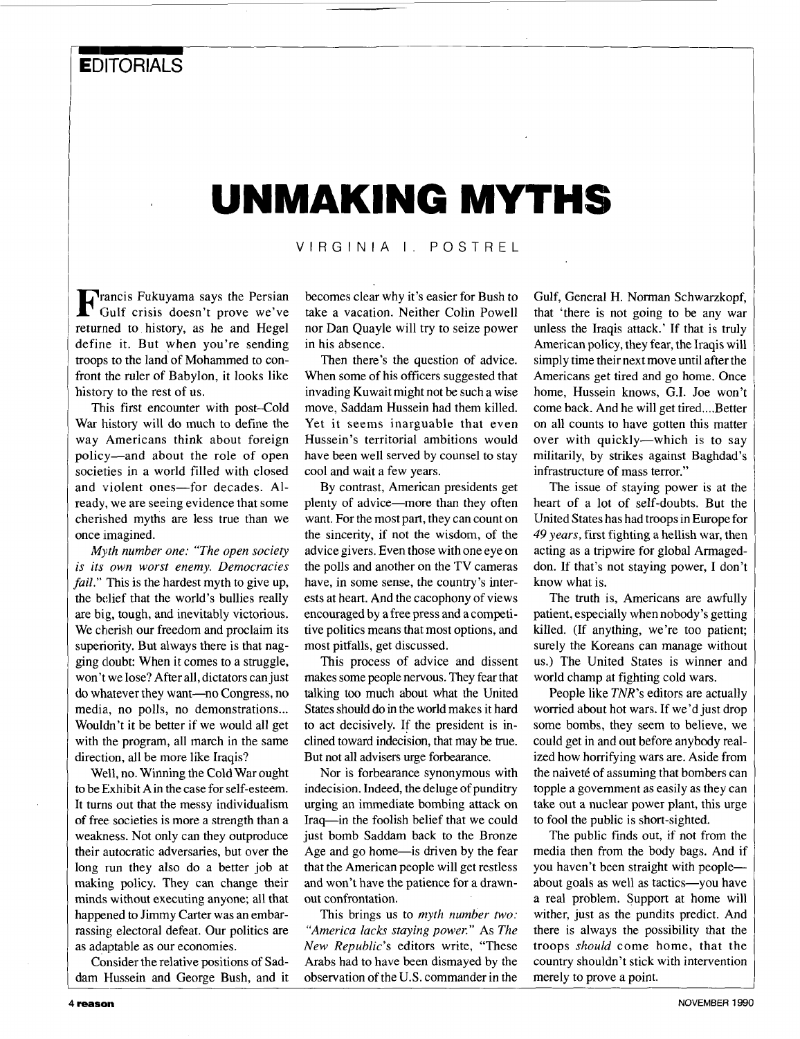EDITORIALS

# UNMAKING MYTHS

VIRGINIA I. POSTREL

Francis Fukuyama says the Persian Gulf crisis doesn't prove we've returned to history, as he and Hegel define it. But when you're sending troops to the land of Mohammed to confront the ruler of Babylon, it looks like history to the rest of us.

This first encounter with post–Cold War history will do much to define the way Americans think about foreign policy—and about the role of open societies in a world filled with closed and violent ones—for decades. Already, we are seeing evidence that some cherished myths are less true than we once imagined.

*Myth number one: "The open society is its own worst enemy. Democracies fail."* This is the hardest myth to give up, the belief that the world's bullies really are big, tough, and inevitably victorious. We cherish our freedom and proclaim its superiority. But always there is that nagging doubt: When it comes to a struggle, won't we lose? After all, dictators can just do whatever they want—no Congress, no media, no polls, no demonstrations... Wouldn't it be better if we would all get with the program, all march in the same direction, all be more like Iraqis?

Well, no. Winning the Cold War ought to be Exhibit A in the case for self-esteem. It turns out that the messy individualism of free societies is more a strength than a weakness. Not only can they outproduce their autocratic adversaries, but over the long run they also do a better job at making policy. They can change their minds without executing anyone; all that happened to Jimmy Carter was an embarrassing electoral defeat. Our politics are as adaptable as our economies.

Consider the relative positions of Saddam Hussein and George Bush, and it becomes clear why it's easier for Bush to take a vacation. Neither Colin Powell nor Dan Quayle will try to seize power in his absence.

Then there's the question of advice. When some of his officers suggested that invading Kuwait might not be such a wise move, Saddam Hussein had them killed. Yet it seems inarguable that even Hussein's territorial ambitions would have been well served by counsel to stay cool and wait a few years.

By contrast, American presidents get plenty of advice—more than they often want. For the most part, they can count on the sincerity, if not the wisdom, of the advice givers. Even those with one eye on the polls and another on the TV cameras have, in some sense, the country's interests at heart. And the cacophony of views encouraged by a free press and a competitive politics means that most options, and most pitfalls, get discussed.

This process of advice and dissent makes some people nervous. They fear that talking too much about what the United States should do in the world makes it hard to act decisively. If the president is inclined toward indecision, that may be true. But not all advisers urge forbearance.

Nor is forbearance synonymous with indecision. Indeed, the deluge of punditry urging an immediate bombing attack on Iraq—in the foolish belief that we could just bomb Saddam back to the Bronze Age and go home—is driven by the fear that the American people will get restless and won't have the patience for a drawn-out confrontation.

This brings us to *myth number two: "America lacks staying power."* As *The New Republic*'s editors write, "These Arabs had to have been dismayed by the observation of the U.S. commander in the Gulf, General H. Norman Schwarzkopf, that 'there is not going to be any war unless the Iraqis attack.' If that is truly American policy, they fear, the Iraqis will simply time their next move until after the Americans get tired and go home. Once home, Hussein knows, G.I. Joe won't come back. And he will get tired....Better on all counts to have gotten this matter over with quickly—which is to say militarily, by strikes against Baghdad's infrastructure of mass terror."

The issue of staying power is at the heart of a lot of self-doubts. But the United States has had troops in Europe for *49 years*, first fighting a hellish war, then acting as a tripwire for global Armageddon. If that's not staying power, I don't know what is.

The truth is, Americans are awfully patient, especially when nobody's getting killed. (If anything, we're too patient; surely the Koreans can manage without us.) The United States is winner and world champ at fighting cold wars.

People like *TNR*'s editors are actually worried about hot wars. If we'd just drop some bombs, they seem to believe, we could get in and out before anybody realized how horrifying wars are. Aside from the naiveté of assuming that bombers can topple a government as easily as they can take out a nuclear power plant, this urge to fool the public is short-sighted.

The public finds out, if not from the media then from the body bags. And if you haven't been straight with people—about goals as well as tactics—you have a real problem. Support at home will wither, just as the pundits predict. And there is always the possibility that the troops *should* come home, that the country shouldn't stick with intervention merely to prove a point.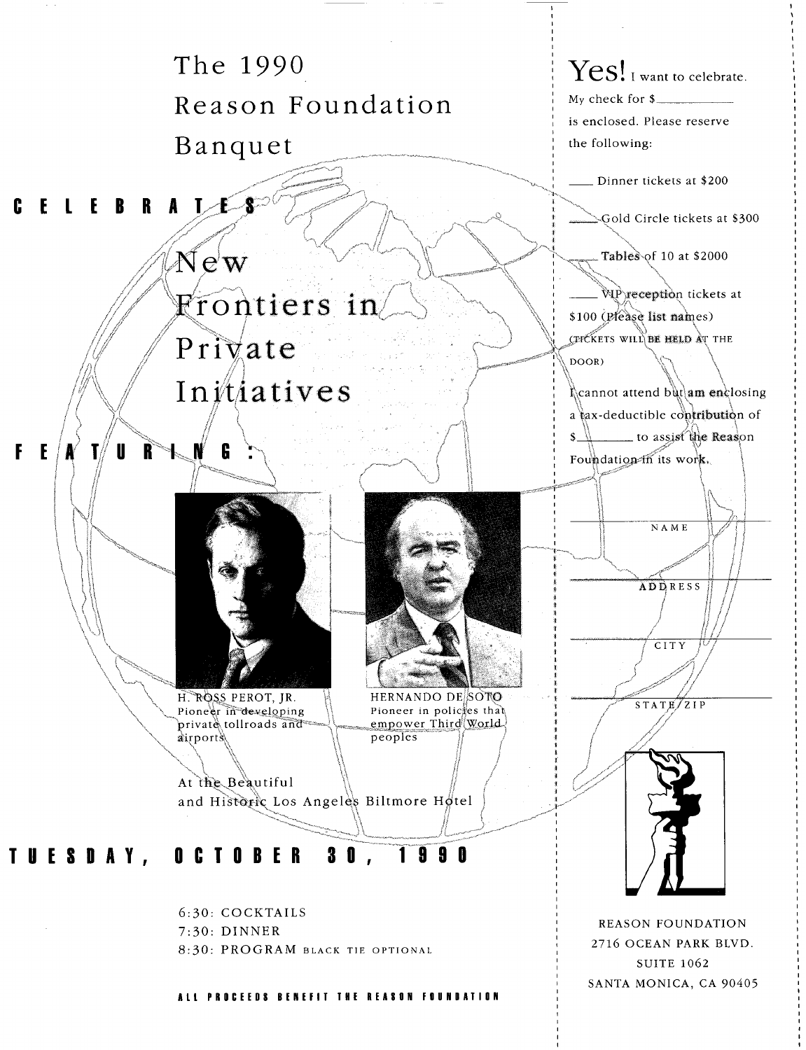# The 1990 Reason Foundation Banquet

**CELEBRATES**

## New Frontiers in Private Initiatives

**FEATURING:**

H. ROSS PEROT, JR.
Pioneer in developing private tollroads and airports

HERNANDO DE SOTO
Pioneer in policies that empower Third World peoples

At the Beautiful and Historic Los Angeles Biltmore Hotel

**TUESDAY, OCTOBER 30, 1990**

6:30: COCKTAILS
7:30: DINNER
8:30: PROGRAM BLACK TIE OPTIONAL

**ALL PROCEEDS BENEFIT THE REASON FOUNDATION**

---

**Yes!** I want to celebrate.
My check for $\_\_\_\_\_\_\_\_ is enclosed. Please reserve the following:

\_\_\_\_ Dinner tickets at $200

\_\_\_\_ Gold Circle tickets at $300

\_\_\_\_ Tables of 10 at $2000

\_\_\_\_ VIP reception tickets at $100 (Please list names) (TICKETS WILL BE HELD AT THE DOOR)

I cannot attend but am enclosing a tax-deductible contribution of $\_\_\_\_\_\_\_\_ to assist the Reason Foundation in its work.

NAME

ADDRESS

CITY

STATE/ZIP

REASON FOUNDATION
2716 OCEAN PARK BLVD.
SUITE 1062
SANTA MONICA, CA 90405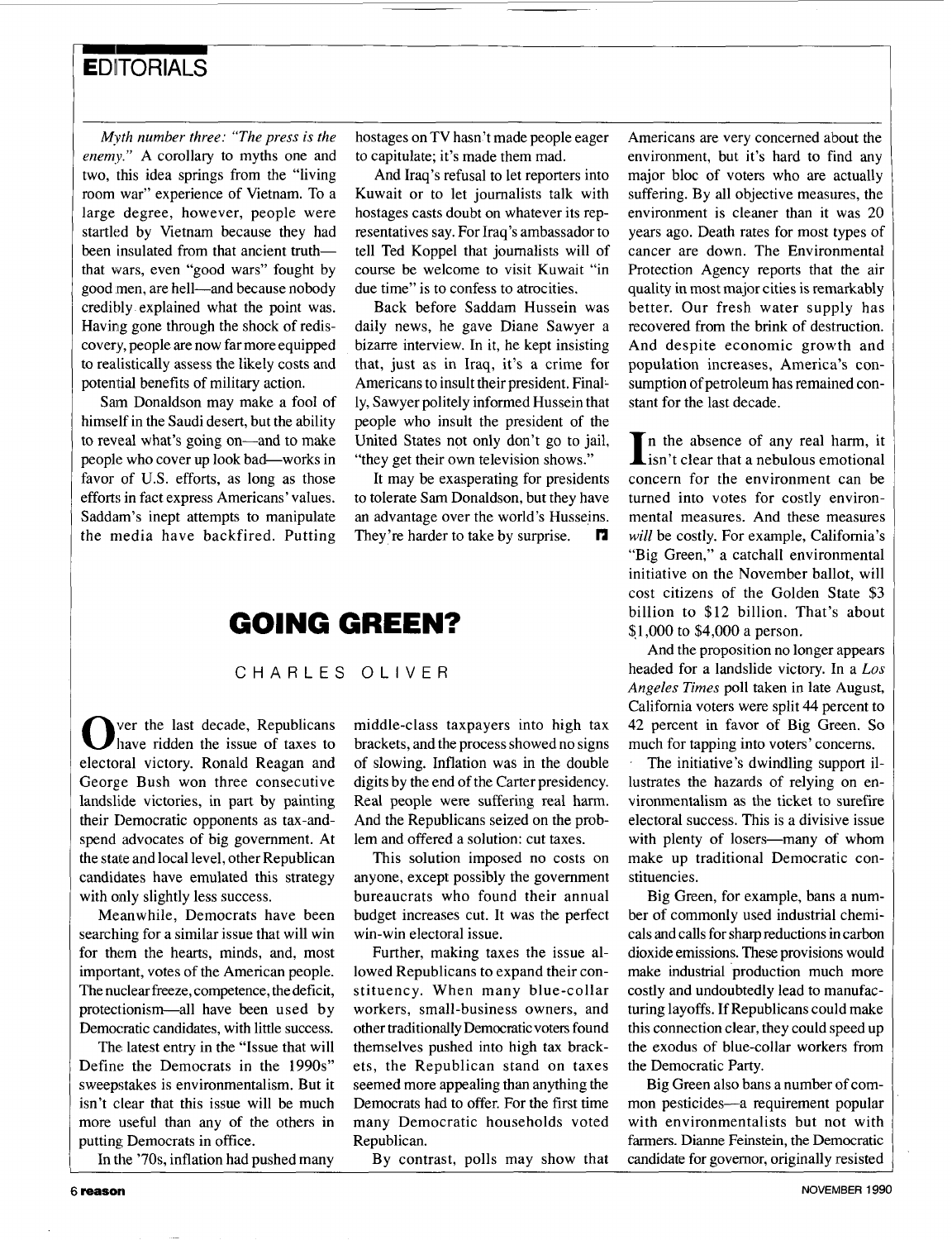# EDITORIALS

*Myth number three: "The press is the enemy."* A corollary to myths one and two, this idea springs from the "living room war" experience of Vietnam. To a large degree, however, people were startled by Vietnam because they had been insulated from that ancient truth—that wars, even "good wars" fought by good men, are hell—and because nobody credibly explained what the point was. Having gone through the shock of rediscovery, people are now far more equipped to realistically assess the likely costs and potential benefits of military action.

Sam Donaldson may make a fool of himself in the Saudi desert, but the ability to reveal what's going on—and to make people who cover up look bad—works in favor of U.S. efforts, as long as those efforts in fact express Americans' values. Saddam's inept attempts to manipulate the media have backfired. Putting hostages on TV hasn't made people eager to capitulate; it's made them mad.

And Iraq's refusal to let reporters into Kuwait or to let journalists talk with hostages casts doubt on whatever its representatives say. For Iraq's ambassador to tell Ted Koppel that journalists will of course be welcome to visit Kuwait "in due time" is to confess to atrocities.

Back before Saddam Hussein was daily news, he gave Diane Sawyer a bizarre interview. In it, he kept insisting that, just as in Iraq, it's a crime for Americans to insult their president. Finally, Sawyer politely informed Hussein that people who insult the president of the United States not only don't go to jail, "they get their own television shows."

It may be exasperating for presidents to tolerate Sam Donaldson, but they have an advantage over the world's Husseins. They're harder to take by surprise. ■

## GOING GREEN?

CHARLES OLIVER

Over the last decade, Republicans have ridden the issue of taxes to electoral victory. Ronald Reagan and George Bush won three consecutive landslide victories, in part by painting their Democratic opponents as tax-and-spend advocates of big government. At the state and local level, other Republican candidates have emulated this strategy with only slightly less success.

Meanwhile, Democrats have been searching for a similar issue that will win for them the hearts, minds, and, most important, votes of the American people. The nuclear freeze, competence, the deficit, protectionism—all have been used by Democratic candidates, with little success.

The latest entry in the "Issue that will Define the Democrats in the 1990s" sweepstakes is environmentalism. But it isn't clear that this issue will be much more useful than any of the others in putting Democrats in office.

In the '70s, inflation had pushed many middle-class taxpayers into high tax brackets, and the process showed no signs of slowing. Inflation was in the double digits by the end of the Carter presidency. Real people were suffering real harm. And the Republicans seized on the problem and offered a solution: cut taxes.

This solution imposed no costs on anyone, except possibly the government bureaucrats who found their annual budget increases cut. It was the perfect win-win electoral issue.

Further, making taxes the issue allowed Republicans to expand their constituency. When many blue-collar workers, small-business owners, and other traditionally Democratic voters found themselves pushed into high tax brackets, the Republican stand on taxes seemed more appealing than anything the Democrats had to offer. For the first time many Democratic households voted Republican.

By contrast, polls may show that Americans are very concerned about the environment, but it's hard to find any major bloc of voters who are actually suffering. By all objective measures, the environment is cleaner than it was 20 years ago. Death rates for most types of cancer are down. The Environmental Protection Agency reports that the air quality in most major cities is remarkably better. Our fresh water supply has recovered from the brink of destruction. And despite economic growth and population increases, America's consumption of petroleum has remained constant for the last decade.

In the absence of any real harm, it isn't clear that a nebulous emotional concern for the environment can be turned into votes for costly environmental measures. And these measures *will* be costly. For example, California's "Big Green," a catchall environmental initiative on the November ballot, will cost citizens of the Golden State $3 billion to $12 billion. That's about $1,000 to $4,000 a person.

And the proposition no longer appears headed for a landslide victory. In a *Los Angeles Times* poll taken in late August, California voters were split 44 percent to 42 percent in favor of Big Green. So much for tapping into voters' concerns.

The initiative's dwindling support illustrates the hazards of relying on environmentalism as the ticket to surefire electoral success. This is a divisive issue with plenty of losers—many of whom make up traditional Democratic constituencies.

Big Green, for example, bans a number of commonly used industrial chemicals and calls for sharp reductions in carbon dioxide emissions. These provisions would make industrial production much more costly and undoubtedly lead to manufacturing layoffs. If Republicans could make this connection clear, they could speed up the exodus of blue-collar workers from the Democratic Party.

Big Green also bans a number of common pesticides—a requirement popular with environmentalists but not with farmers. Dianne Feinstein, the Democratic candidate for governor, originally resisted